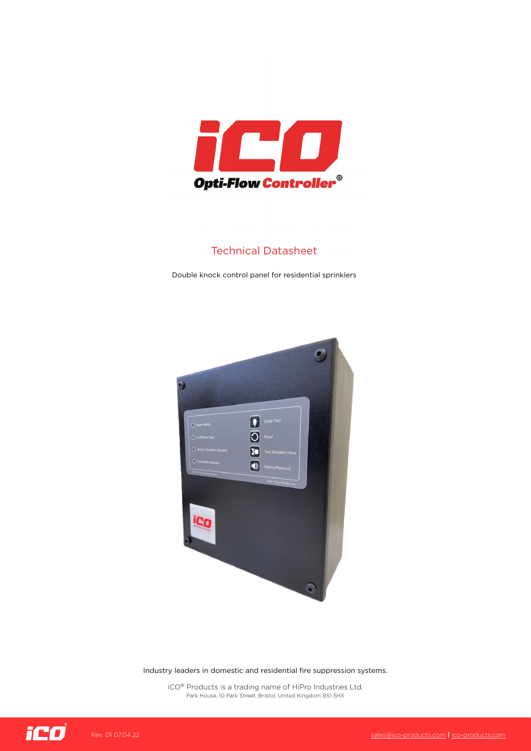# iCO Opti-Flow Controller®

## Technical Datasheet

Double knock control panel for residential sprinklers

Industry leaders in domestic and residential fire suppression systems.

iCO® Products is a trading name of HiPro Industries Ltd.
Park House, 10 Park Street, Bristol, United Kingdom BS1 5HX

Rev. 01 07.04.22

sales@ico-products.com | ico-products.com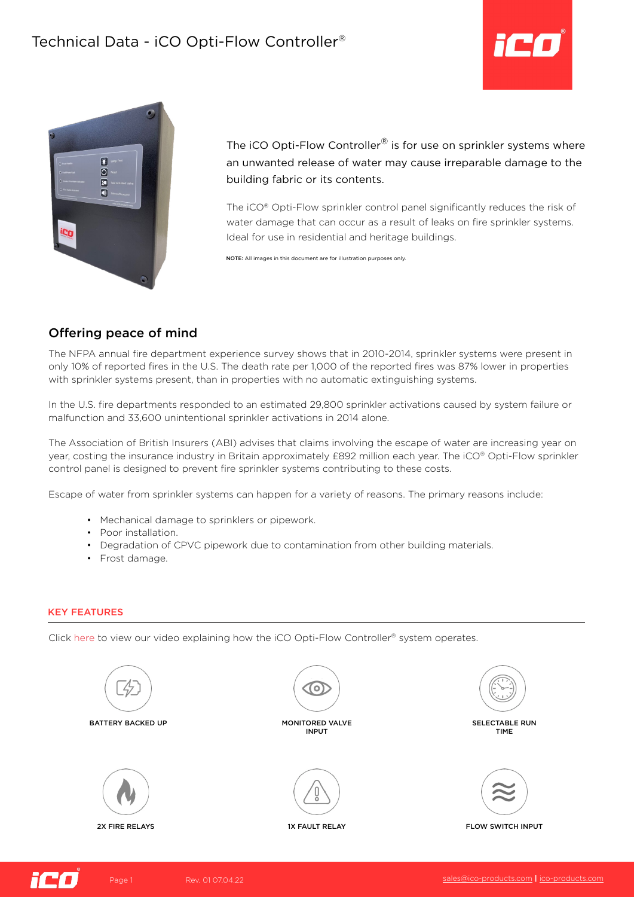# Technical Data - iCO Opti-Flow Controller®

The iCO Opti-Flow Controller® is for use on sprinkler systems where an unwanted release of water may cause irreparable damage to the building fabric or its contents.

The iCO® Opti-Flow sprinkler control panel significantly reduces the risk of water damage that can occur as a result of leaks on fire sprinkler systems. Ideal for use in residential and heritage buildings.

**NOTE:** All images in this document are for illustration purposes only.

## Offering peace of mind

The NFPA annual fire department experience survey shows that in 2010-2014, sprinkler systems were present in only 10% of reported fires in the U.S. The death rate per 1,000 of the reported fires was 87% lower in properties with sprinkler systems present, than in properties with no automatic extinguishing systems.

In the U.S. fire departments responded to an estimated 29,800 sprinkler activations caused by system failure or malfunction and 33,600 unintentional sprinkler activations in 2014 alone.

The Association of British Insurers (ABI) advises that claims involving the escape of water are increasing year on year, costing the insurance industry in Britain approximately £892 million each year. The iCO® Opti-Flow sprinkler control panel is designed to prevent fire sprinkler systems contributing to these costs.

Escape of water from sprinkler systems can happen for a variety of reasons. The primary reasons include:

- Mechanical damage to sprinklers or pipework.
- Poor installation.
- Degradation of CPVC pipework due to contamination from other building materials.
- Frost damage.

### KEY FEATURES

Click here to view our video explaining how the iCO Opti-Flow Controller® system operates.

- BATTERY BACKED UP
- MONITORED VALVE INPUT
- SELECTABLE RUN TIME
- 2X FIRE RELAYS
- 1X FAULT RELAY
- FLOW SWITCH INPUT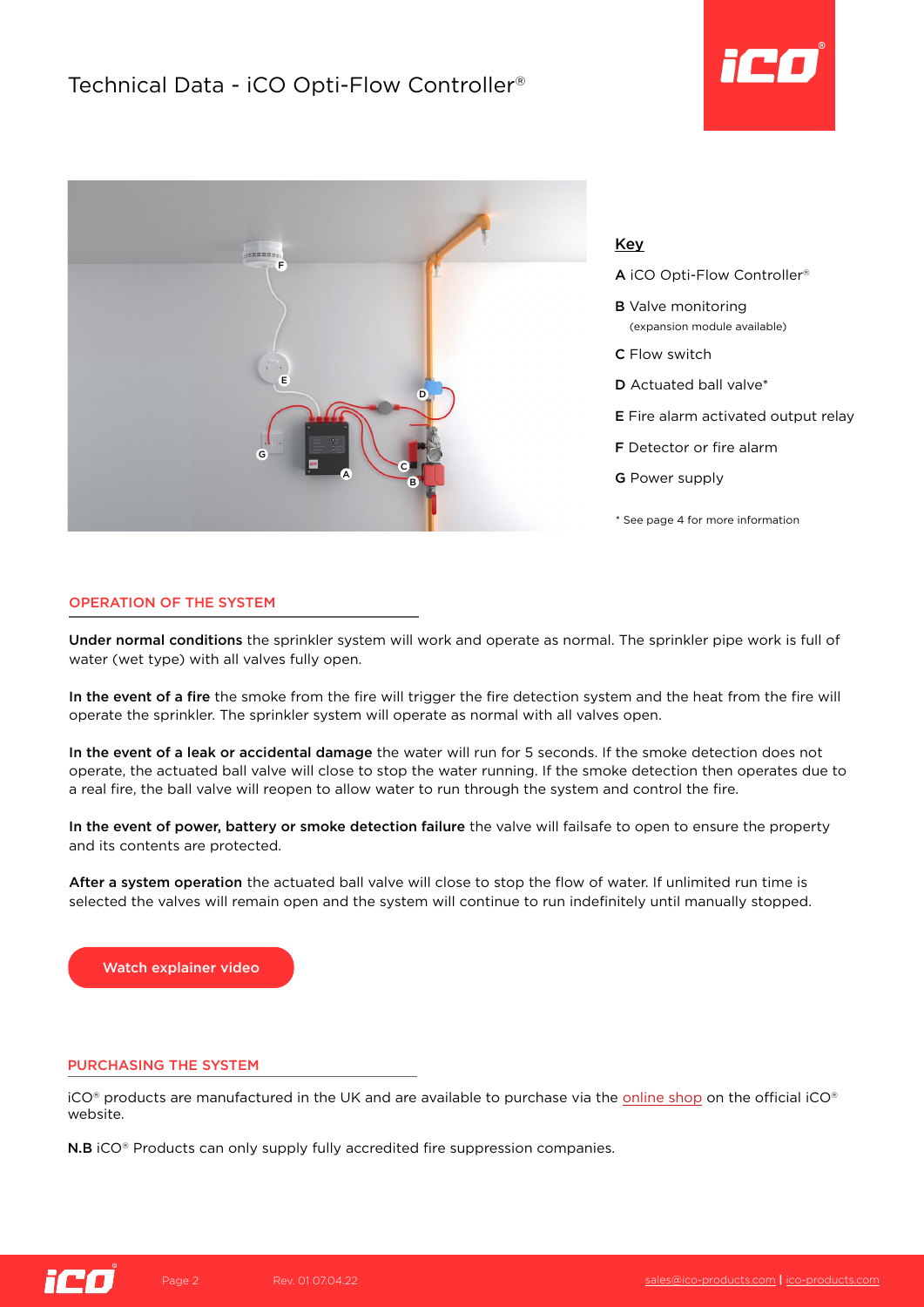# Technical Data - iCO Opti-Flow Controller®

**Key**

**A** iCO Opti-Flow Controller®

**B** Valve monitoring
(expansion module available)

**C** Flow switch

**D** Actuated ball valve*

**E** Fire alarm activated output relay

**F** Detector or fire alarm

**G** Power supply

* See page 4 for more information

## OPERATION OF THE SYSTEM

**Under normal conditions** the sprinkler system will work and operate as normal. The sprinkler pipe work is full of water (wet type) with all valves fully open.

**In the event of a fire** the smoke from the fire will trigger the fire detection system and the heat from the fire will operate the sprinkler. The sprinkler system will operate as normal with all valves open.

**In the event of a leak or accidental damage** the water will run for 5 seconds. If the smoke detection does not operate, the actuated ball valve will close to stop the water running. If the smoke detection then operates due to a real fire, the ball valve will reopen to allow water to run through the system and control the fire.

**In the event of power, battery or smoke detection failure** the valve will failsafe to open to ensure the property and its contents are protected.

**After a system operation** the actuated ball valve will close to stop the flow of water. If unlimited run time is selected the valves will remain open and the system will continue to run indefinitely until manually stopped.

Watch explainer video

## PURCHASING THE SYSTEM

iCO® products are manufactured in the UK and are available to purchase via the online shop on the official iCO® website.

**N.B** iCO® Products can only supply fully accredited fire suppression companies.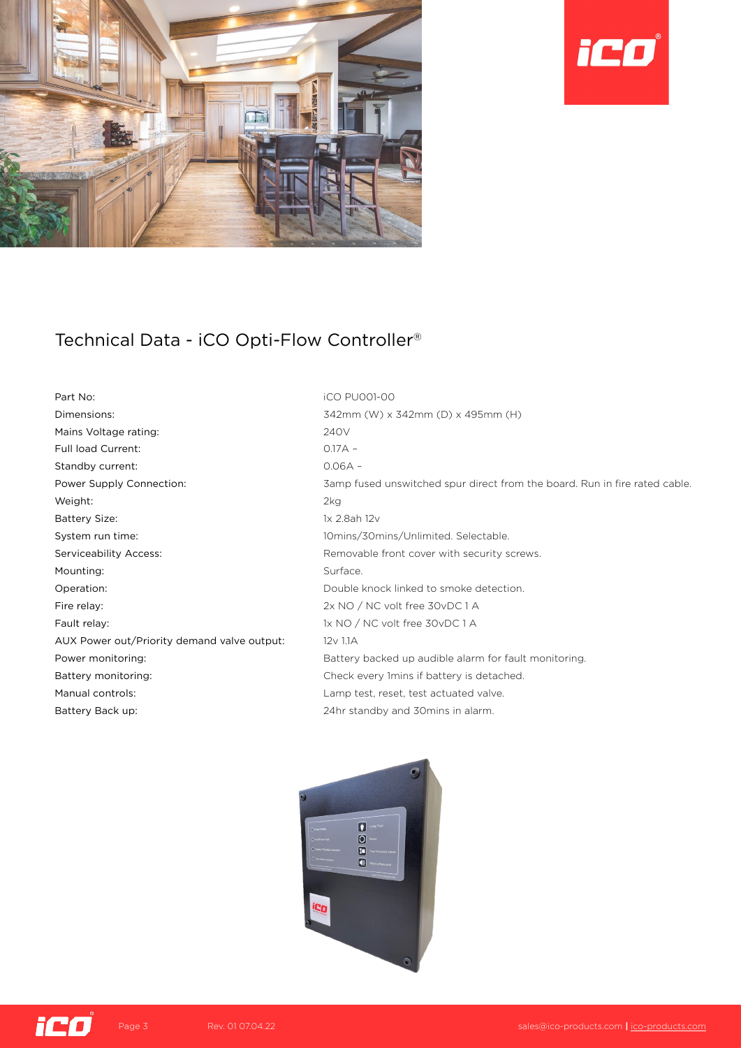# Technical Data - iCO Opti-Flow Controller®

| | |
|---|---|
| Part No: | iCO PU001-00 |
| Dimensions: | 342mm (W) x 342mm (D) x 495mm (H) |
| Mains Voltage rating: | 240V |
| Full load Current: | 0.17A – |
| Standby current: | 0.06A – |
| Power Supply Connection: | 3amp fused unswitched spur direct from the board. Run in fire rated cable. |
| Weight: | 2kg |
| Battery Size: | 1x 2.8ah 12v |
| System run time: | 10mins/30mins/Unlimited. Selectable. |
| Serviceability Access: | Removable front cover with security screws. |
| Mounting: | Surface. |
| Operation: | Double knock linked to smoke detection. |
| Fire relay: | 2x NO / NC volt free 30vDC 1 A |
| Fault relay: | 1x NO / NC volt free 30vDC 1 A |
| AUX Power out/Priority demand valve output: | 12v 1.1A |
| Power monitoring: | Battery backed up audible alarm for fault monitoring. |
| Battery monitoring: | Check every 1mins if battery is detached. |
| Manual controls: | Lamp test, reset, test actuated valve. |
| Battery Back up: | 24hr standby and 30mins in alarm. |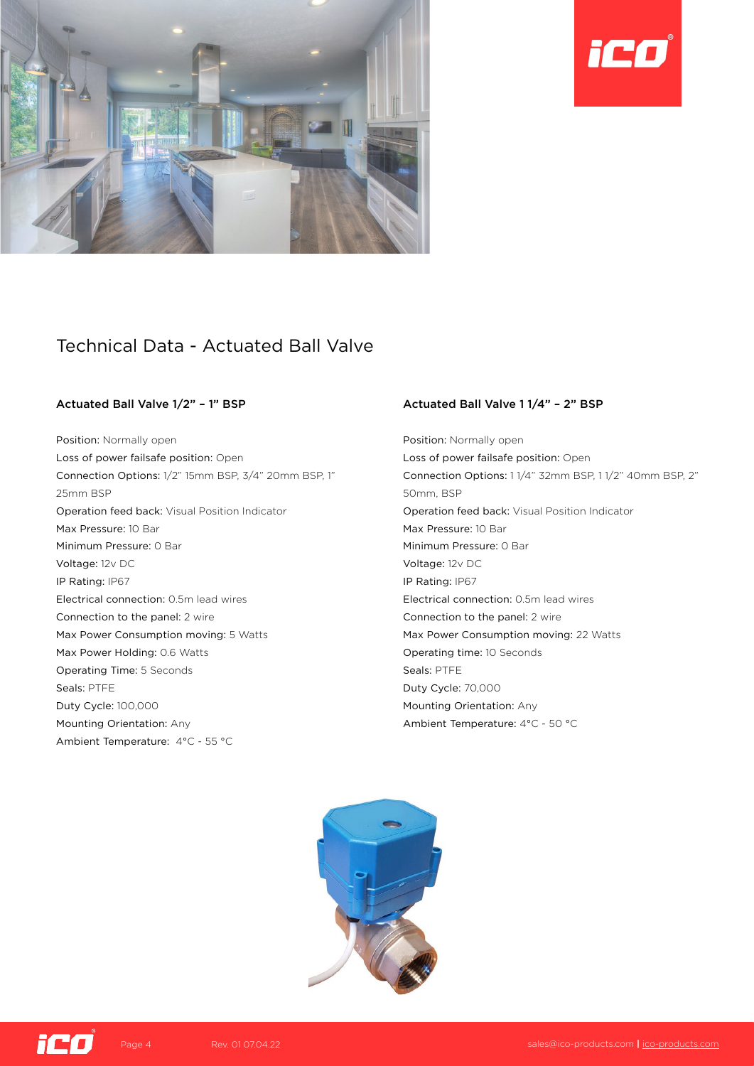# Technical Data - Actuated Ball Valve

### Actuated Ball Valve 1/2" – 1" BSP

Position: Normally open
Loss of power failsafe position: Open
Connection Options: 1/2" 15mm BSP, 3/4" 20mm BSP, 1" 25mm BSP
Operation feed back: Visual Position Indicator
Max Pressure: 10 Bar
Minimum Pressure: 0 Bar
Voltage: 12v DC
IP Rating: IP67
Electrical connection: 0.5m lead wires
Connection to the panel: 2 wire
Max Power Consumption moving: 5 Watts
Max Power Holding: 0.6 Watts
Operating Time: 5 Seconds
Seals: PTFE
Duty Cycle: 100,000
Mounting Orientation: Any
Ambient Temperature: 4°C - 55 °C

### Actuated Ball Valve 1 1/4" – 2" BSP

Position: Normally open
Loss of power failsafe position: Open
Connection Options: 1 1/4" 32mm BSP, 1 1/2" 40mm BSP, 2" 50mm, BSP
Operation feed back: Visual Position Indicator
Max Pressure: 10 Bar
Minimum Pressure: 0 Bar
Voltage: 12v DC
IP Rating: IP67
Electrical connection: 0.5m lead wires
Connection to the panel: 2 wire
Max Power Consumption moving: 22 Watts
Operating time: 10 Seconds
Seals: PTFE
Duty Cycle: 70,000
Mounting Orientation: Any
Ambient Temperature: 4°C - 50 °C